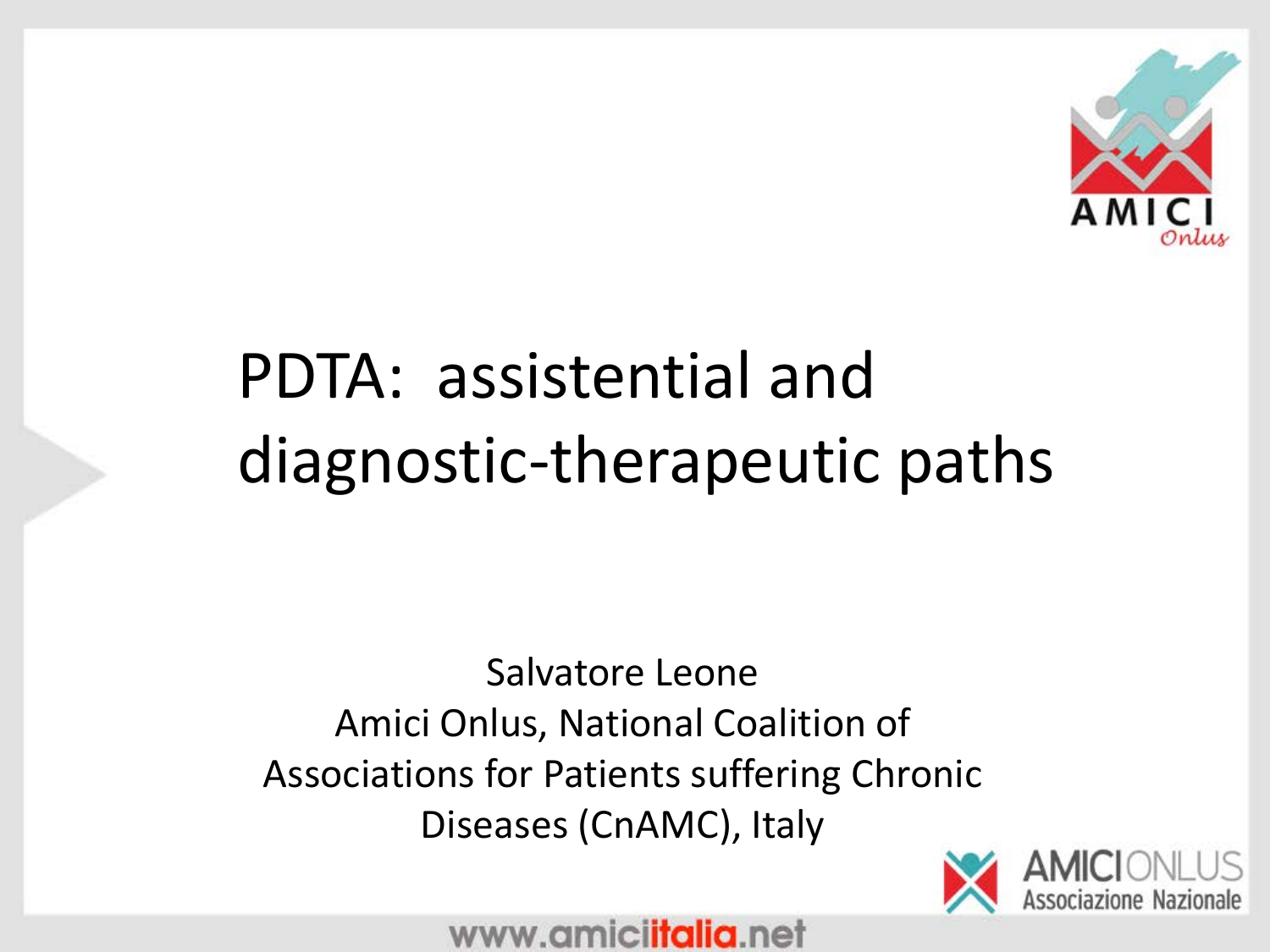# PDTA: assistential and diagnostic-therapeutic paths

Salvatore Leone
Amici Onlus, National Coalition of Associations for Patients suffering Chronic Diseases (CnAMC), Italy

www.amiciitalia.net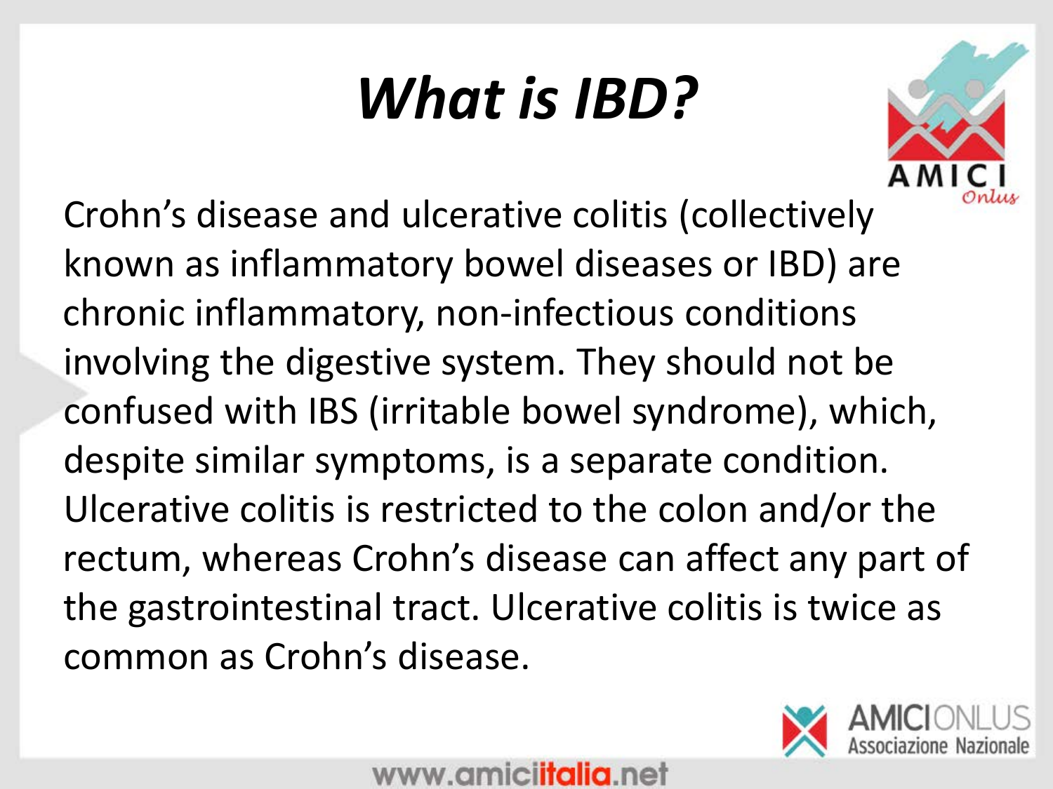# *What is IBD?*

Crohn's disease and ulcerative colitis (collectively known as inflammatory bowel diseases or IBD) are chronic inflammatory, non-infectious conditions involving the digestive system. They should not be confused with IBS (irritable bowel syndrome), which, despite similar symptoms, is a separate condition. Ulcerative colitis is restricted to the colon and/or the rectum, whereas Crohn's disease can affect any part of the gastrointestinal tract. Ulcerative colitis is twice as common as Crohn's disease.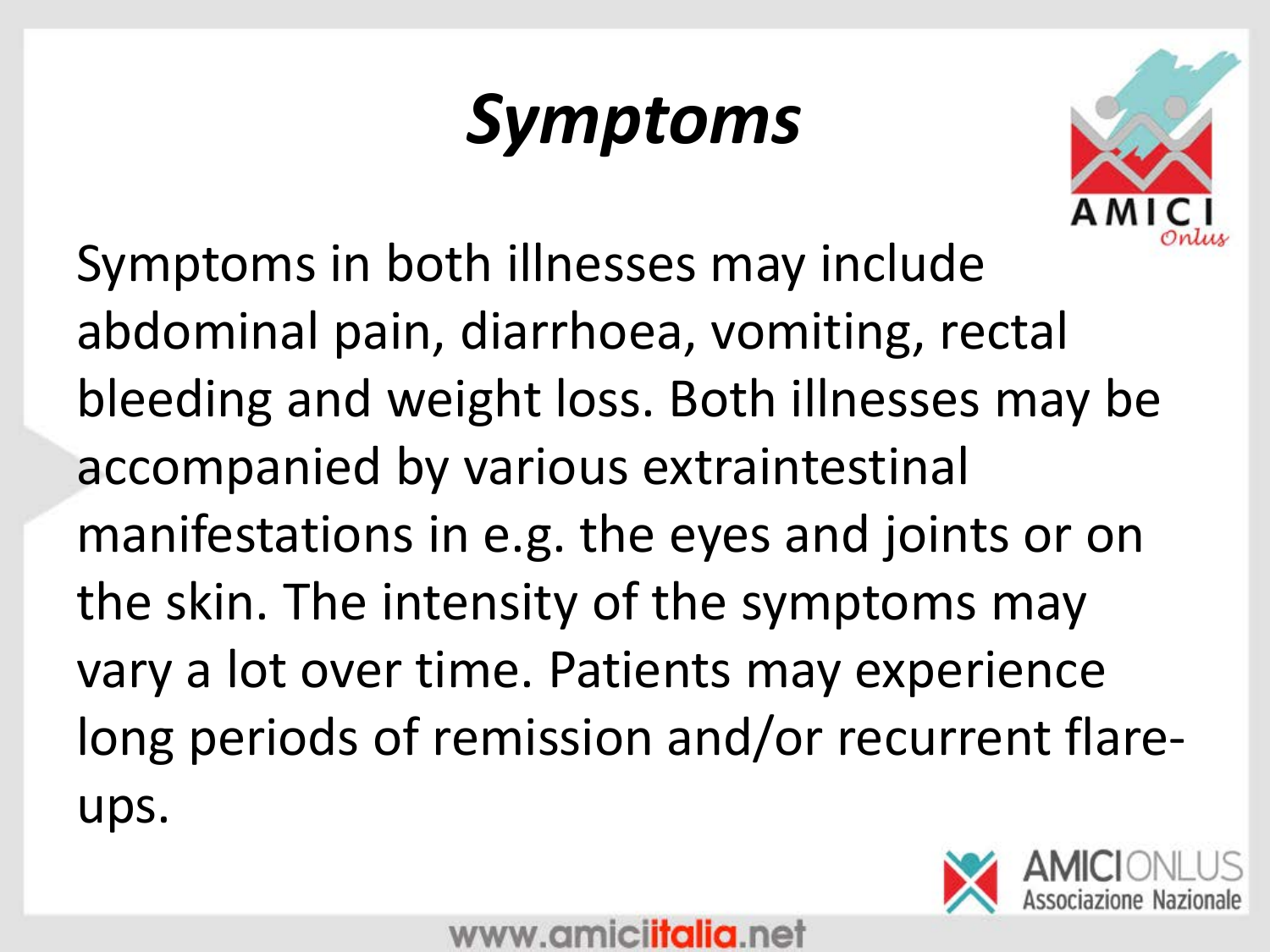# *Symptoms*

Symptoms in both illnesses may include abdominal pain, diarrhoea, vomiting, rectal bleeding and weight loss. Both illnesses may be accompanied by various extraintestinal manifestations in e.g. the eyes and joints or on the skin. The intensity of the symptoms may vary a lot over time. Patients may experience long periods of remission and/or recurrent flare-ups.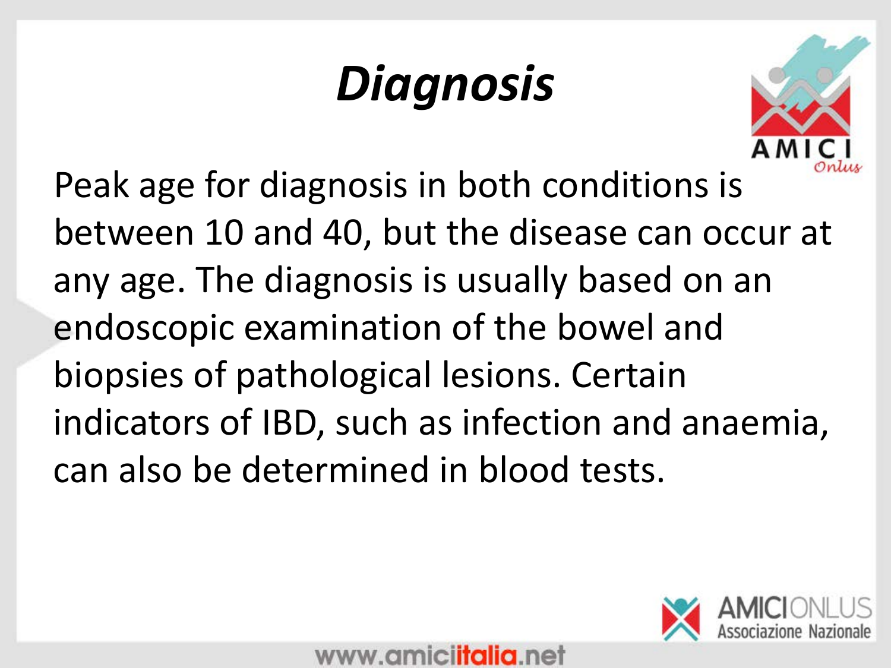# *Diagnosis*

Peak age for diagnosis in both conditions is between 10 and 40, but the disease can occur at any age. The diagnosis is usually based on an endoscopic examination of the bowel and biopsies of pathological lesions. Certain indicators of IBD, such as infection and anaemia, can also be determined in blood tests.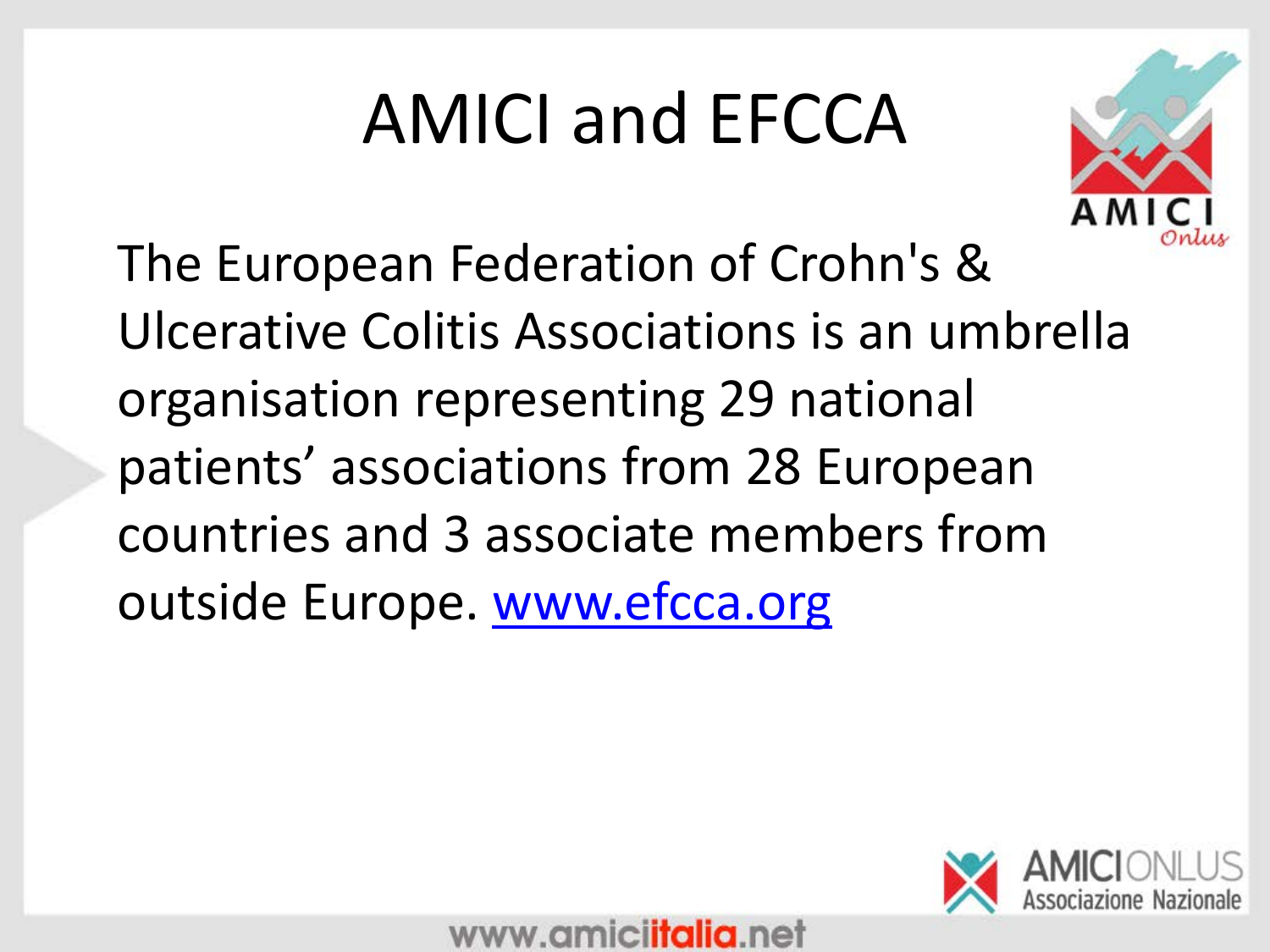# AMICI and EFCCA

The European Federation of Crohn's & Ulcerative Colitis Associations is an umbrella organisation representing 29 national patients' associations from 28 European countries and 3 associate members from outside Europe. [www.efcca.org](http://www.efcca.org)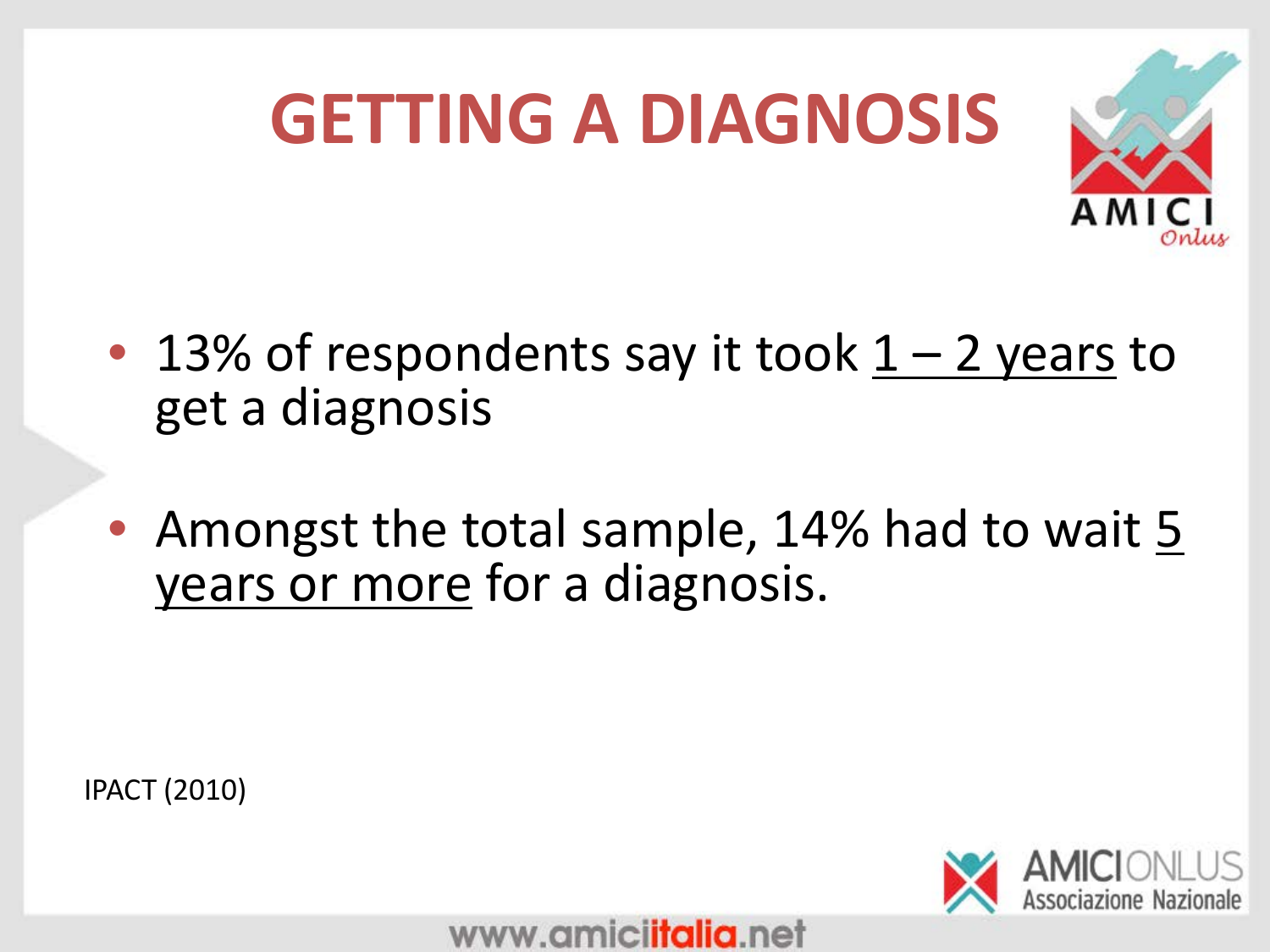# GETTING A DIAGNOSIS

- 13% of respondents say it took 1 – 2 years to get a diagnosis
- Amongst the total sample, 14% had to wait 5 years or more for a diagnosis.

IPACT (2010)

www.amiciitalia.net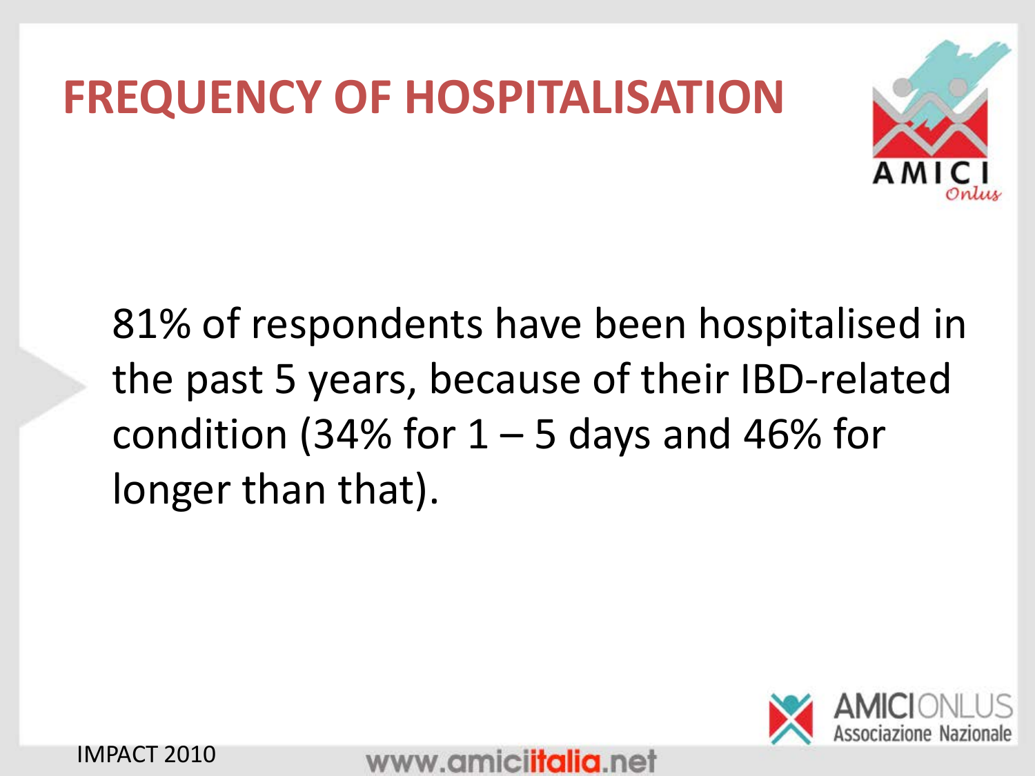# FREQUENCY OF HOSPITALISATION

81% of respondents have been hospitalised in the past 5 years, because of their IBD-related condition (34% for 1 – 5 days and 46% for longer than that).

IMPACT 2010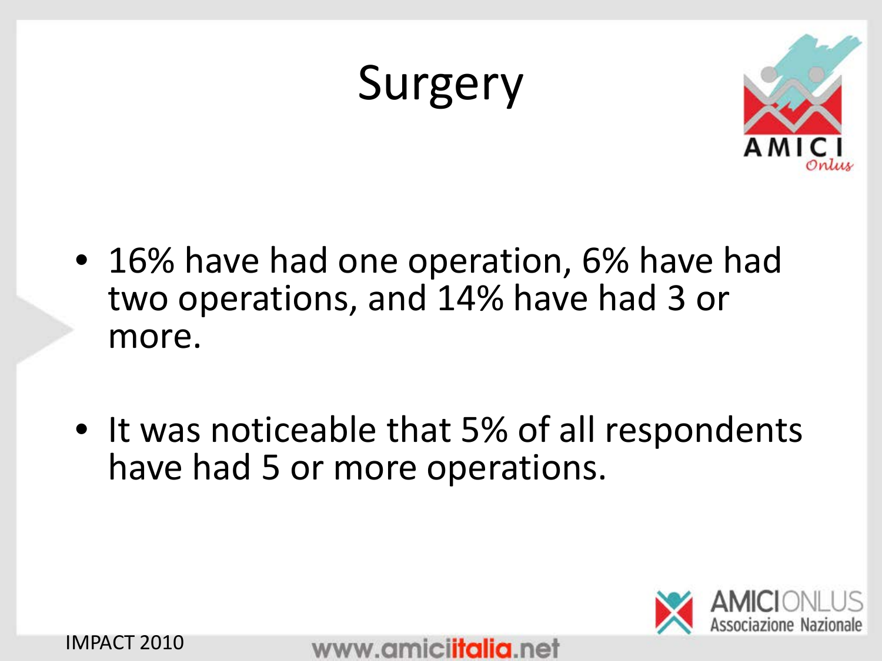# Surgery

- 16% have had one operation, 6% have had two operations, and 14% have had 3 or more.
- It was noticeable that 5% of all respondents have had 5 or more operations.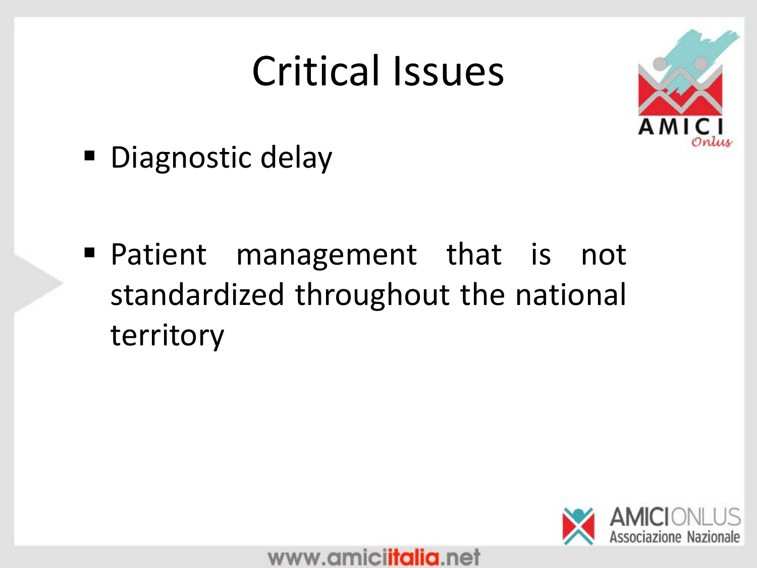# Critical Issues

- Diagnostic delay

- Patient management that is not standardized throughout the national territory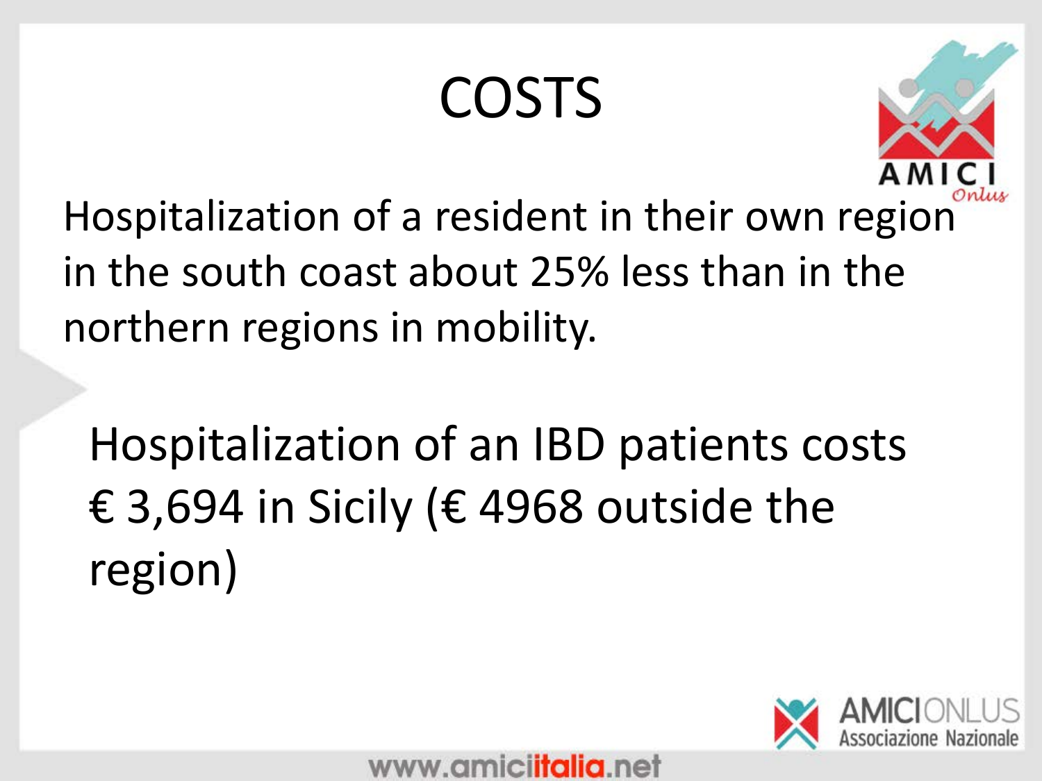# COSTS

Hospitalization of a resident in their own region in the south coast about 25% less than in the northern regions in mobility.

Hospitalization of an IBD patients costs € 3,694 in Sicily (€ 4968 outside the region)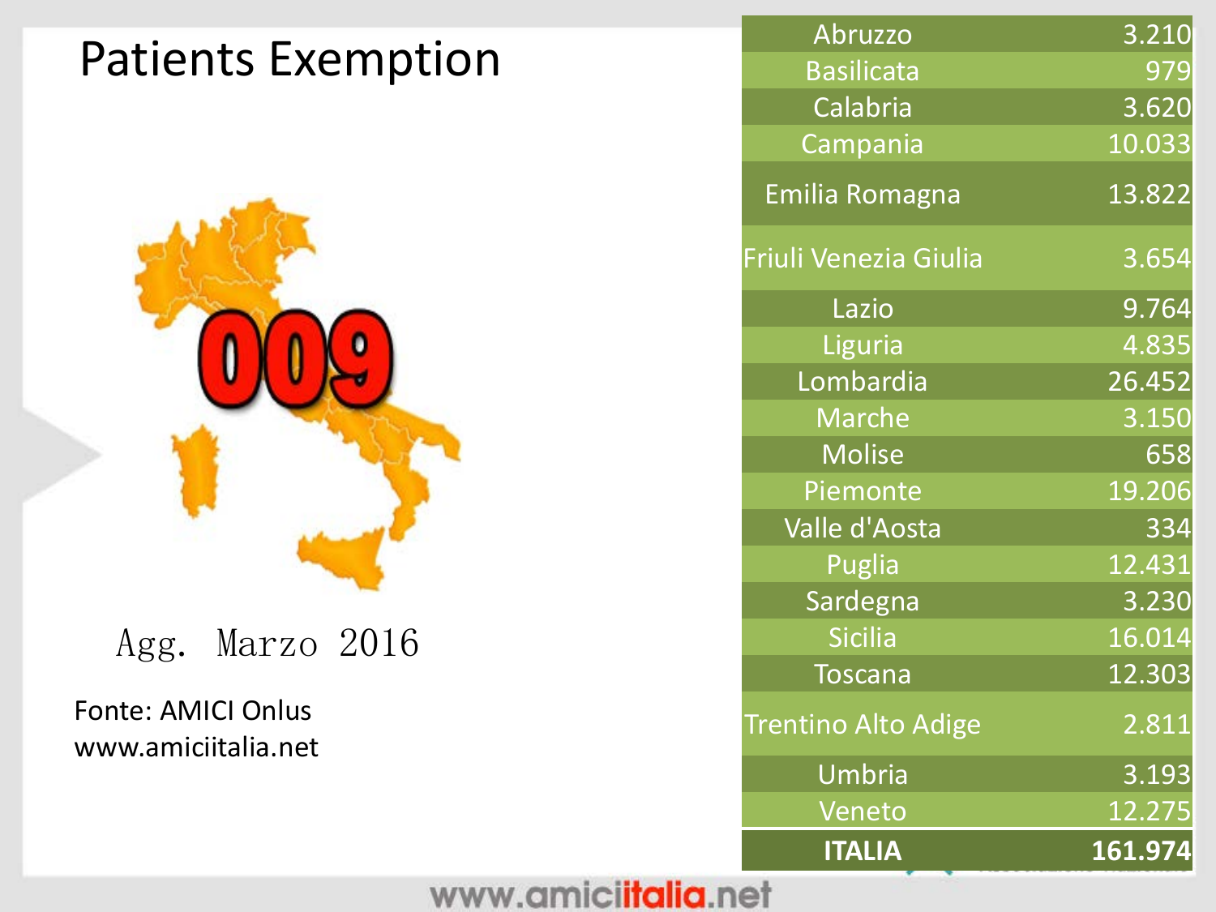# Patients Exemption

Agg. Marzo 2016

Fonte: AMICI Onlus
www.amiciitalia.net

| Regione | Esenzioni |
|---|---|
| Abruzzo | 3.210 |
| Basilicata | 979 |
| Calabria | 3.620 |
| Campania | 10.033 |
| Emilia Romagna | 13.822 |
| Friuli Venezia Giulia | 3.654 |
| Lazio | 9.764 |
| Liguria | 4.835 |
| Lombardia | 26.452 |
| Marche | 3.150 |
| Molise | 658 |
| Piemonte | 19.206 |
| Valle d'Aosta | 334 |
| Puglia | 12.431 |
| Sardegna | 3.230 |
| Sicilia | 16.014 |
| Toscana | 12.303 |
| Trentino Alto Adige | 2.811 |
| Umbria | 3.193 |
| Veneto | 12.275 |
| **ITALIA** | **161.974** |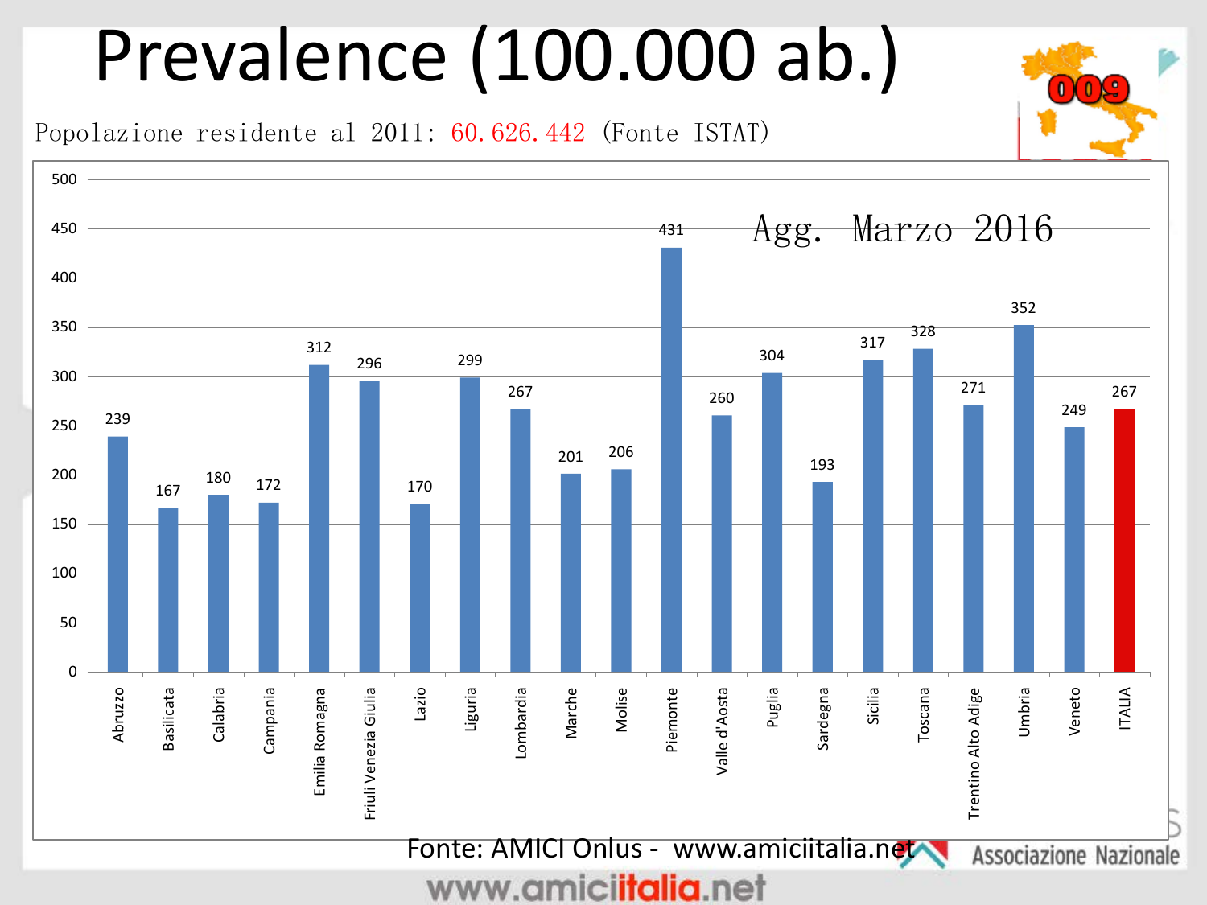# Prevalence (100.000 ab.)

Popolazione residente al 2011: 60.626.442 (Fonte ISTAT)

Agg. Marzo 2016

| Regione | Prevalenza |
|---|---|
| Abruzzo | 239 |
| Basilicata | 167 |
| Calabria | 180 |
| Campania | 172 |
| Emilia Romagna | 312 |
| Friuli Venezia Giulia | 296 |
| Lazio | 170 |
| Liguria | 299 |
| Lombardia | 267 |
| Marche | 201 |
| Molise | 206 |
| Piemonte | 431 |
| Valle d'Aosta | 260 |
| Puglia | 304 |
| Sardegna | 193 |
| Sicilia | 317 |
| Toscana | 328 |
| Trentino Alto Adige | 271 |
| Umbria | 352 |
| Veneto | 249 |
| ITALIA | 267 |

Fonte: AMICI Onlus - www.amiciitalia.net

Associazione Nazionale

www.amiciitalia.net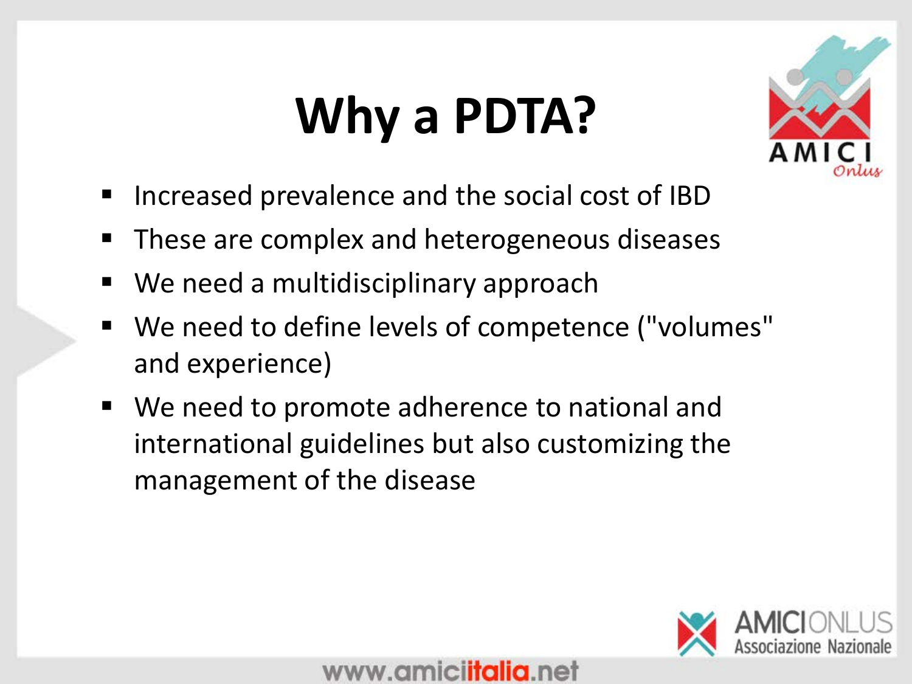# Why a PDTA?

- Increased prevalence and the social cost of IBD
- These are complex and heterogeneous diseases
- We need a multidisciplinary approach
- We need to define levels of competence ("volumes" and experience)
- We need to promote adherence to national and international guidelines but also customizing the management of the disease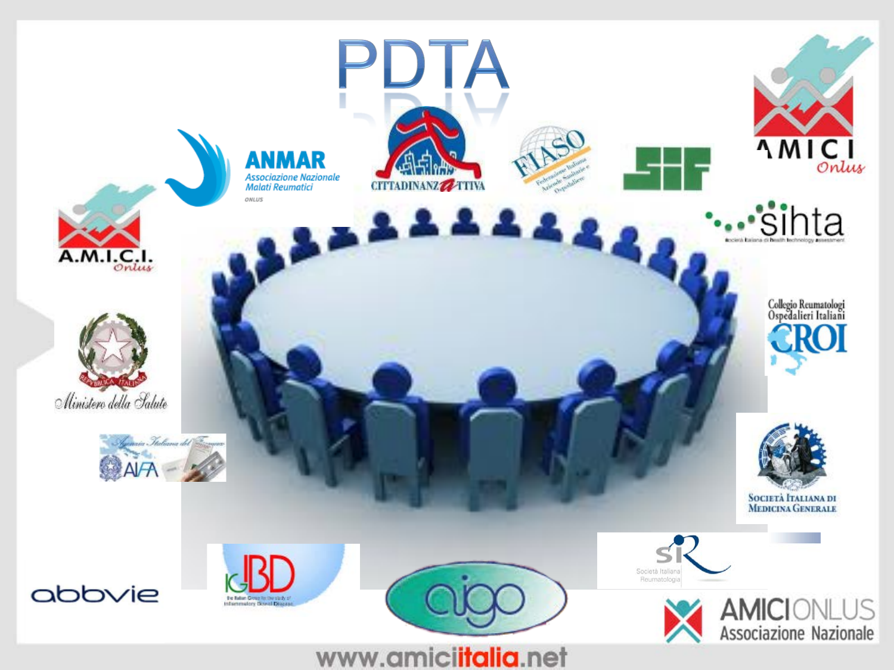# PDTA

ANMAR Associazione Nazionale Malati Reumatici ONLUS

CITTADINANZATTIVA

FIASO Federazione Italiana Aziende Sanitarie e Ospedaliere

SIF

AMICI Onlus

A.M.I.C.I. Onlus

sihta Società Italiana di Health Technology Assessment

Ministero della Salute

Collegio Reumatologi Ospedalieri Italiani CROI

AIFA Agenzia Italiana del Farmaco

Società Italiana di Medicina Generale

SIR Società Italiana Reumatologia

abbvie

IG-IBD The Italian Group for the study of Inflammatory Bowel Disease

aigo

AMICI ONLUS Associazione Nazionale

www.amiciitalia.net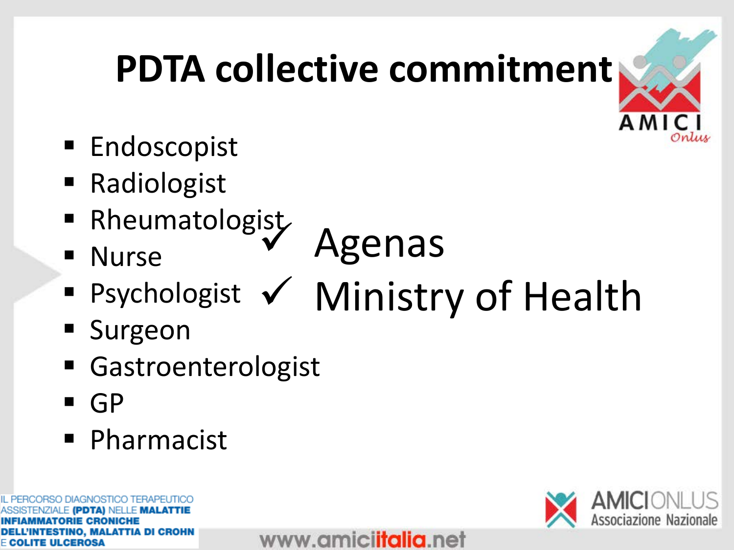# PDTA collective commitment

- Endoscopist
- Radiologist
- Rheumatologist
- Nurse
- Psychologist
- Surgeon
- Gastroenterologist
- GP
- Pharmacist

✓ Agenas

✓ Ministry of Health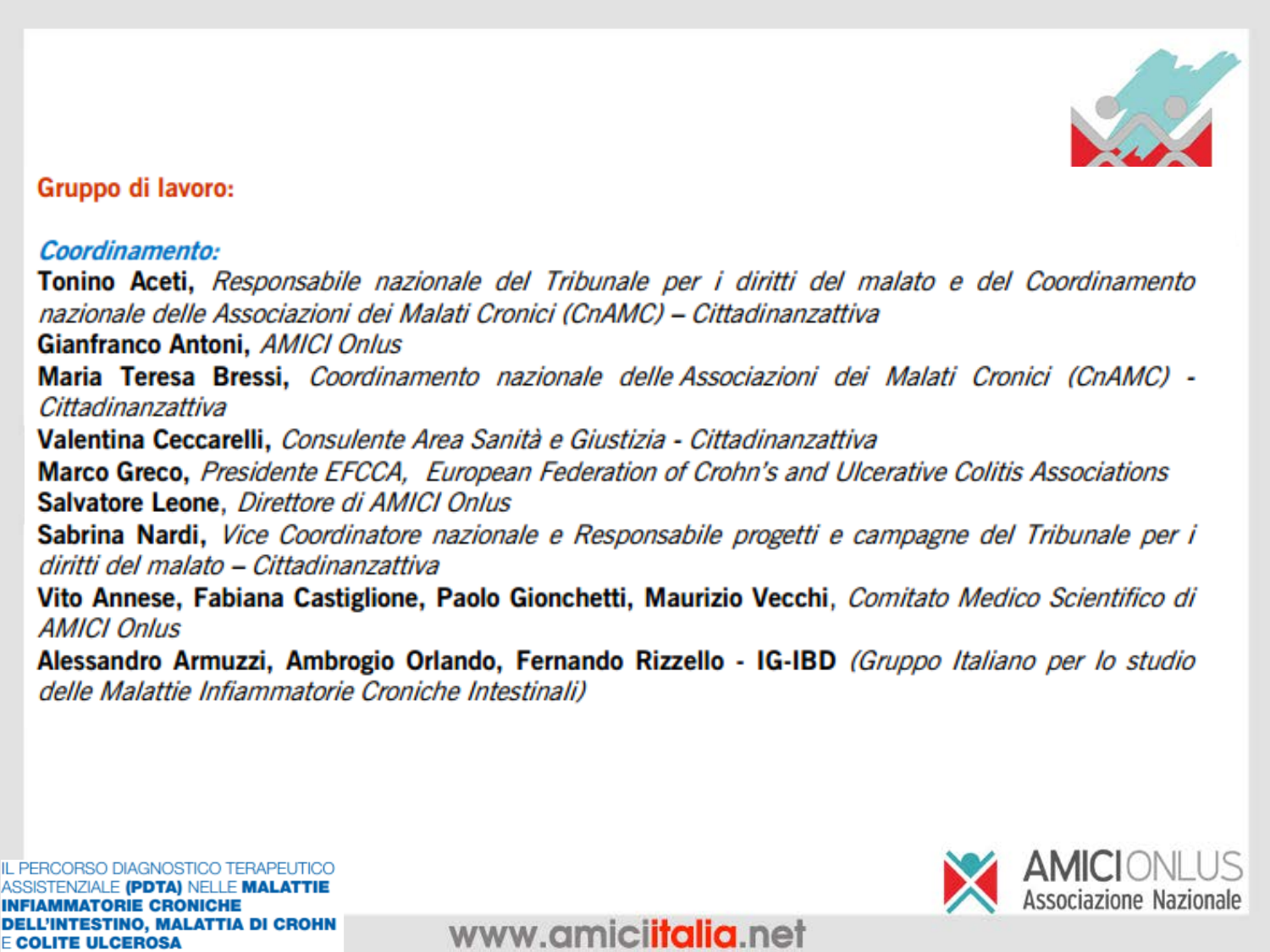## Gruppo di lavoro:

### *Coordinamento:*

**Tonino Aceti,** *Responsabile nazionale del Tribunale per i diritti del malato e del Coordinamento nazionale delle Associazioni dei Malati Cronici (CnAMC) – Cittadinanzattiva*
**Gianfranco Antoni,** *AMICI Onlus*
**Maria Teresa Bressi,** *Coordinamento nazionale delle Associazioni dei Malati Cronici (CnAMC) - Cittadinanzattiva*
**Valentina Ceccarelli,** *Consulente Area Sanità e Giustizia - Cittadinanzattiva*
**Marco Greco,** *Presidente EFCCA, European Federation of Crohn's and Ulcerative Colitis Associations*
**Salvatore Leone**, *Direttore di AMICI Onlus*
**Sabrina Nardi,** *Vice Coordinatore nazionale e Responsabile progetti e campagne del Tribunale per i diritti del malato – Cittadinanzattiva*
**Vito Annese, Fabiana Castiglione, Paolo Gionchetti, Maurizio Vecchi**, *Comitato Medico Scientifico di AMICI Onlus*
**Alessandro Armuzzi, Ambrogio Orlando, Fernando Rizzello - IG-IBD** *(Gruppo Italiano per lo studio delle Malattie Infiammatorie Croniche Intestinali)*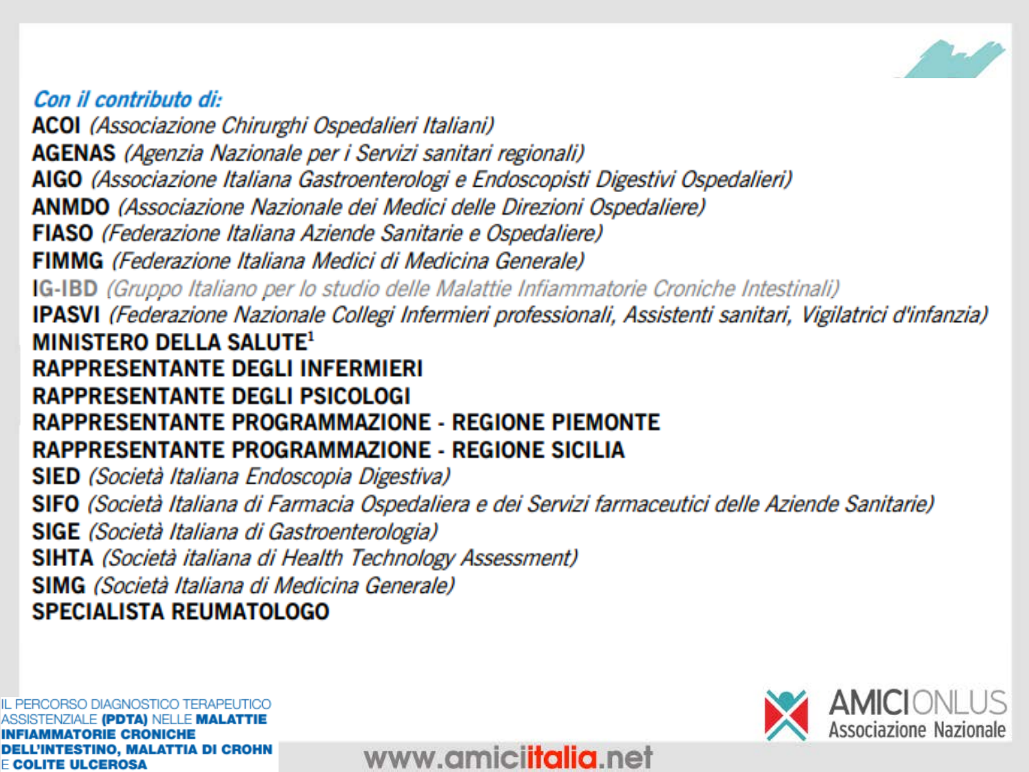*Con il contributo di:*

**ACOI** *(Associazione Chirurghi Ospedalieri Italiani)*
**AGENAS** *(Agenzia Nazionale per i Servizi sanitari regionali)*
**AIGO** *(Associazione Italiana Gastroenterologi e Endoscopisti Digestivi Ospedalieri)*
**ANMDO** *(Associazione Nazionale dei Medici delle Direzioni Ospedaliere)*
**FIASO** *(Federazione Italiana Aziende Sanitarie e Ospedaliere)*
**FIMMG** *(Federazione Italiana Medici di Medicina Generale)*
**IG-IBD** *(Gruppo Italiano per lo studio delle Malattie Infiammatorie Croniche Intestinali)*
**IPASVI** *(Federazione Nazionale Collegi Infermieri professionali, Assistenti sanitari, Vigilatrici d'infanzia)*
**MINISTERO DELLA SALUTE**[1]
**RAPPRESENTANTE DEGLI INFERMIERI**
**RAPPRESENTANTE DEGLI PSICOLOGI**
**RAPPRESENTANTE PROGRAMMAZIONE - REGIONE PIEMONTE**
**RAPPRESENTANTE PROGRAMMAZIONE - REGIONE SICILIA**
**SIED** *(Società Italiana Endoscopia Digestiva)*
**SIFO** *(Società Italiana di Farmacia Ospedaliera e dei Servizi farmaceutici delle Aziende Sanitarie)*
**SIGE** *(Società Italiana di Gastroenterologia)*
**SIHTA** *(Società italiana di Health Technology Assessment)*
**SIMG** *(Società Italiana di Medicina Generale)*
**SPECIALISTA REUMATOLOGO**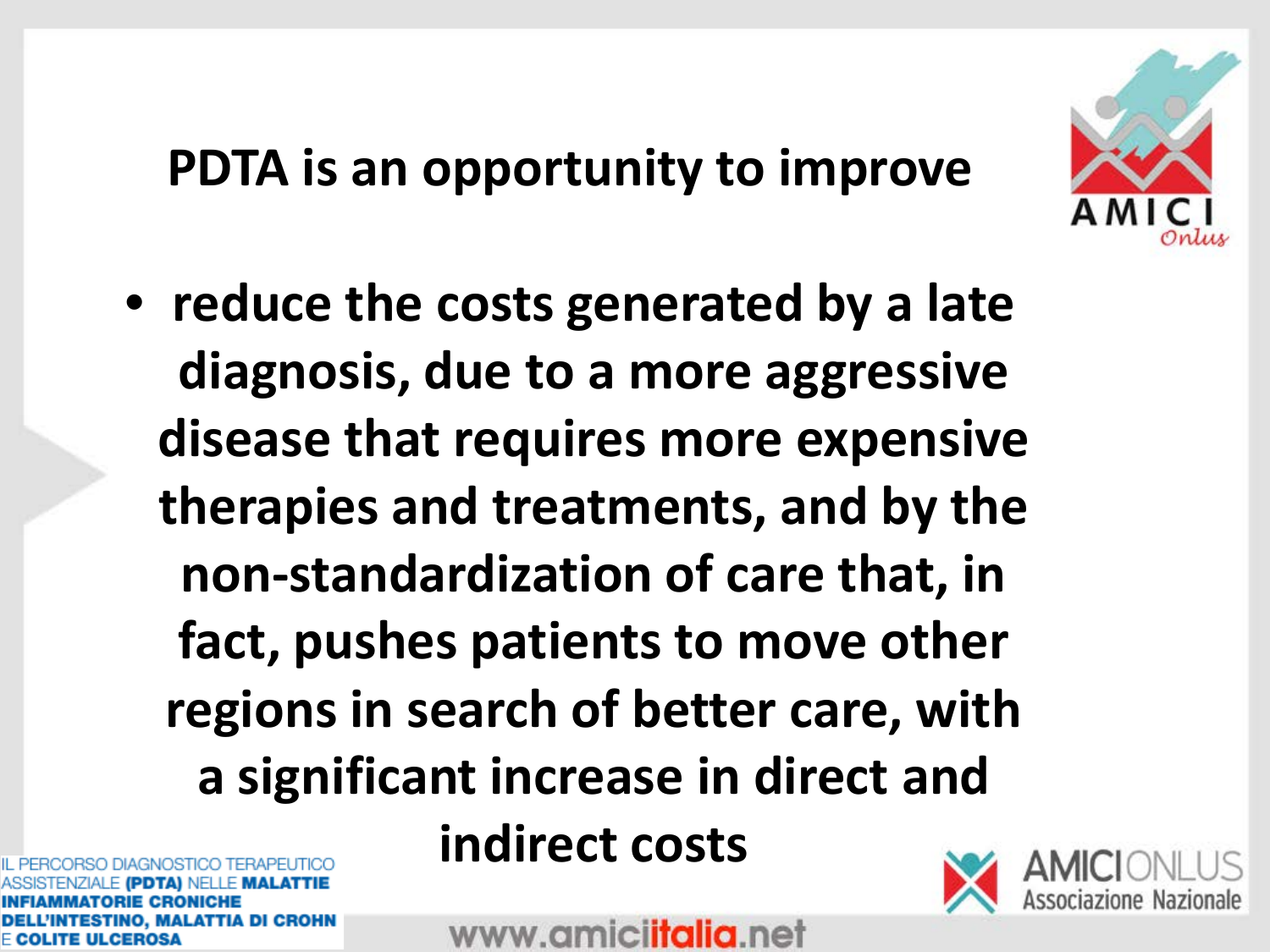# PDTA is an opportunity to improve

- reduce the costs generated by a late diagnosis, due to a more aggressive disease that requires more expensive therapies and treatments, and by the non-standardization of care that, in fact, pushes patients to move other regions in search of better care, with a significant increase in direct and indirect costs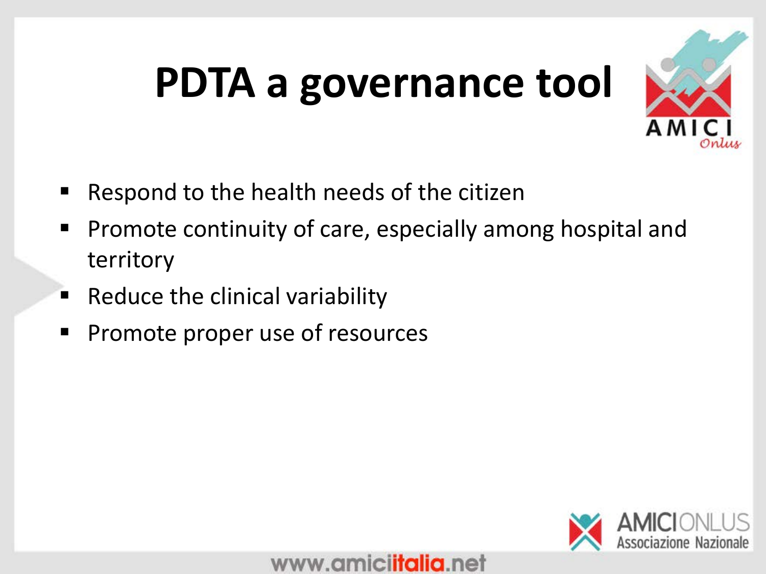# PDTA a governance tool

- Respond to the health needs of the citizen
- Promote continuity of care, especially among hospital and territory
- Reduce the clinical variability
- Promote proper use of resources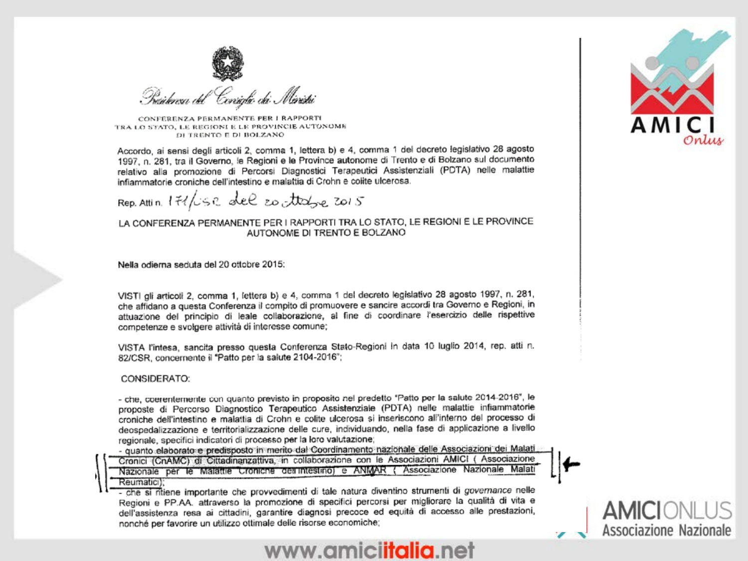*Presidenza del Consiglio dei Ministri*

CONFERENZA PERMANENTE PER I RAPPORTI TRA LO STATO, LE REGIONI E LE PROVINCIE AUTONOME DI TRENTO E DI BOLZANO

Accordo, ai sensi degli articoli 2, comma 1, lettera b) e 4, comma 1 del decreto legislativo 28 agosto 1997, n. 281, tra il Governo, le Regioni e le Province autonome di Trento e di Bolzano sul documento relativo alla promozione di Percorsi Diagnostici Terapeutici Assistenziali (PDTA) nelle malattie infiammatorie croniche dell'intestino e malattia di Crohn e colite ulcerosa.

Rep. Atti n. 171/CSR del 20 ottobre 2015

LA CONFERENZA PERMANENTE PER I RAPPORTI TRA LO STATO, LE REGIONI E LE PROVINCE AUTONOME DI TRENTO E BOLZANO

Nella odierna seduta del 20 ottobre 2015:

VISTI gli articoli 2, comma 1, lettera b) e 4, comma 1 del decreto legislativo 28 agosto 1997, n. 281, che affidano a questa Conferenza il compito di promuovere e sancire accordi tra Governo e Regioni, in attuazione del principio di leale collaborazione, al fine di coordinare l'esercizio delle rispettive competenze e svolgere attività di interesse comune;

VISTA l'intesa, sancita presso questa Conferenza Stato-Regioni in data 10 luglio 2014, rep. atti n. 82/CSR, concernente il "Patto per la salute 2104-2016";

CONSIDERATO:

- che, coerentemente con quanto previsto in proposito nel predetto "Patto per la salute 2014-2016", le proposte di Percorso Diagnostico Terapeutico Assistenziale (PDTA) nelle malattie infiammatorie croniche dell'intestino e malattia di Crohn e colite ulcerosa si inseriscono all'interno del processo di deospedalizzazione e territorializzazione delle cure, individuando, nella fase di applicazione a livello regionale, specifici indicatori di processo per la loro valutazione;
- quanto elaborato e predisposto in merito dal Coordinamento nazionale delle Associazioni dei Malati Cronici (CnAMC) di Cittadinanzattiva, in collaborazione con le Associazioni AMICI ( Associazione Nazionale per le Malattie Croniche dell'Intestino) e ANMAR ( Associazione Nazionale Malati Reumatici);
- che si ritiene importante che provvedimenti di tale natura diventino strumenti di *governance* nelle Regioni e PP.AA. attraverso la promozione di specifici percorsi per migliorare la qualità di vita e dell'assistenza resa ai cittadini, garantire diagnosi precoce ed equità di accesso alle prestazioni, nonché per favorire un utilizzo ottimale delle risorse economiche;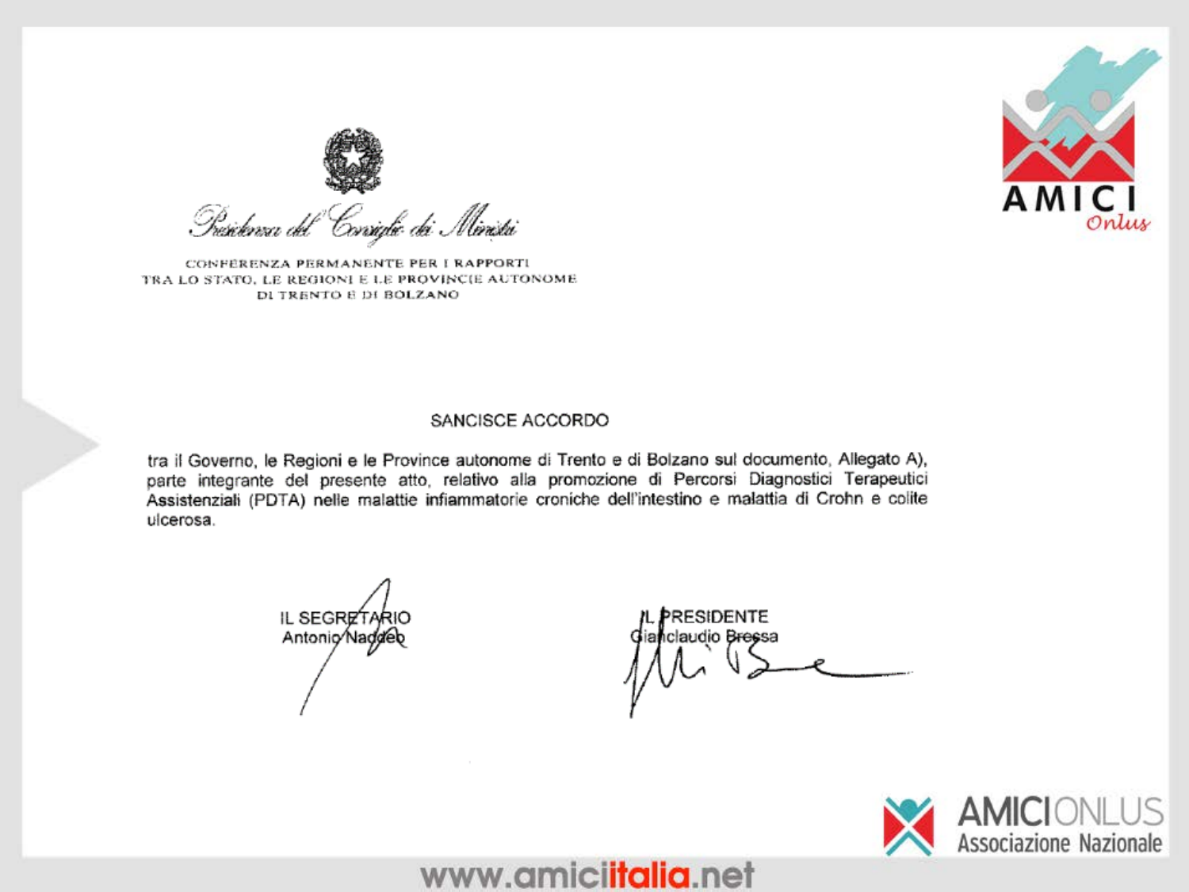*Presidenza del Consiglio dei Ministri*

CONFERENZA PERMANENTE PER I RAPPORTI TRA LO STATO, LE REGIONI E LE PROVINCIE AUTONOME DI TRENTO E DI BOLZANO

SANCISCE ACCORDO

tra il Governo, le Regioni e le Province autonome di Trento e di Bolzano sul documento, Allegato A), parte integrante del presente atto, relativo alla promozione di Percorsi Diagnostici Terapeutici Assistenziali (PDTA) nelle malattie infiammatorie croniche dell'intestino e malattia di Crohn e colite ulcerosa.

IL SEGRETARIO
Antonio Naddeo

IL PRESIDENTE
Gianclaudio Bressa

AMICI Onlus

AMICI ONLUS Associazione Nazionale

www.amiciitalia.net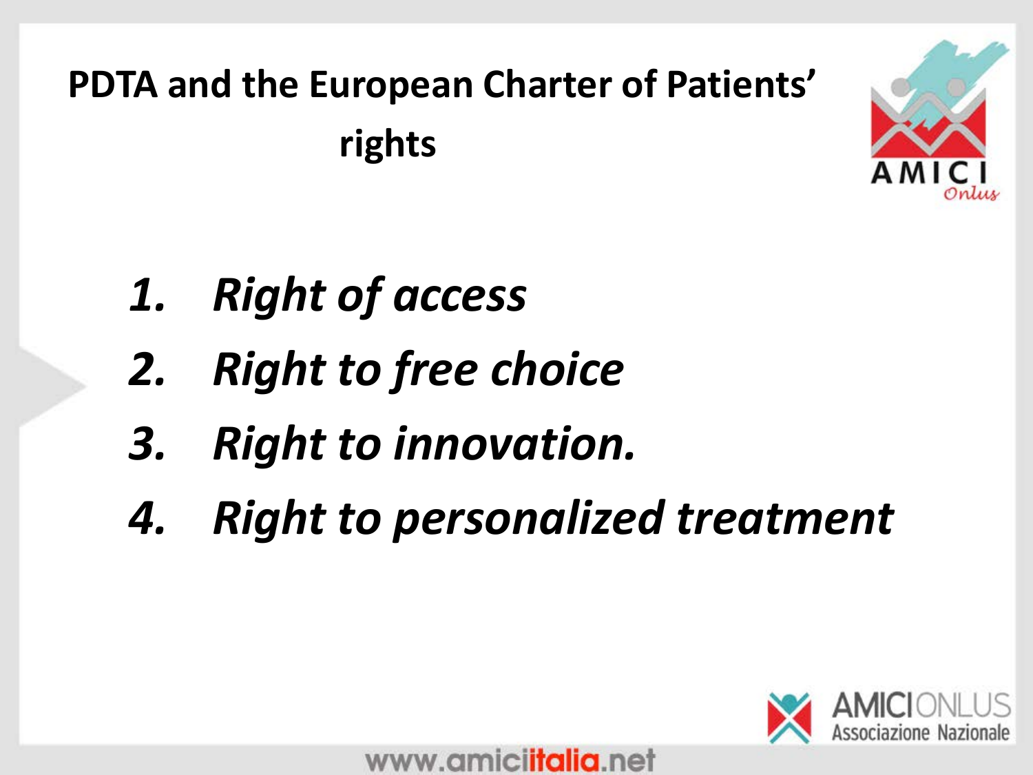# PDTA and the European Charter of Patients' rights

1. ***Right of access***
2. ***Right to free choice***
3. ***Right to innovation.***
4. ***Right to personalized treatment***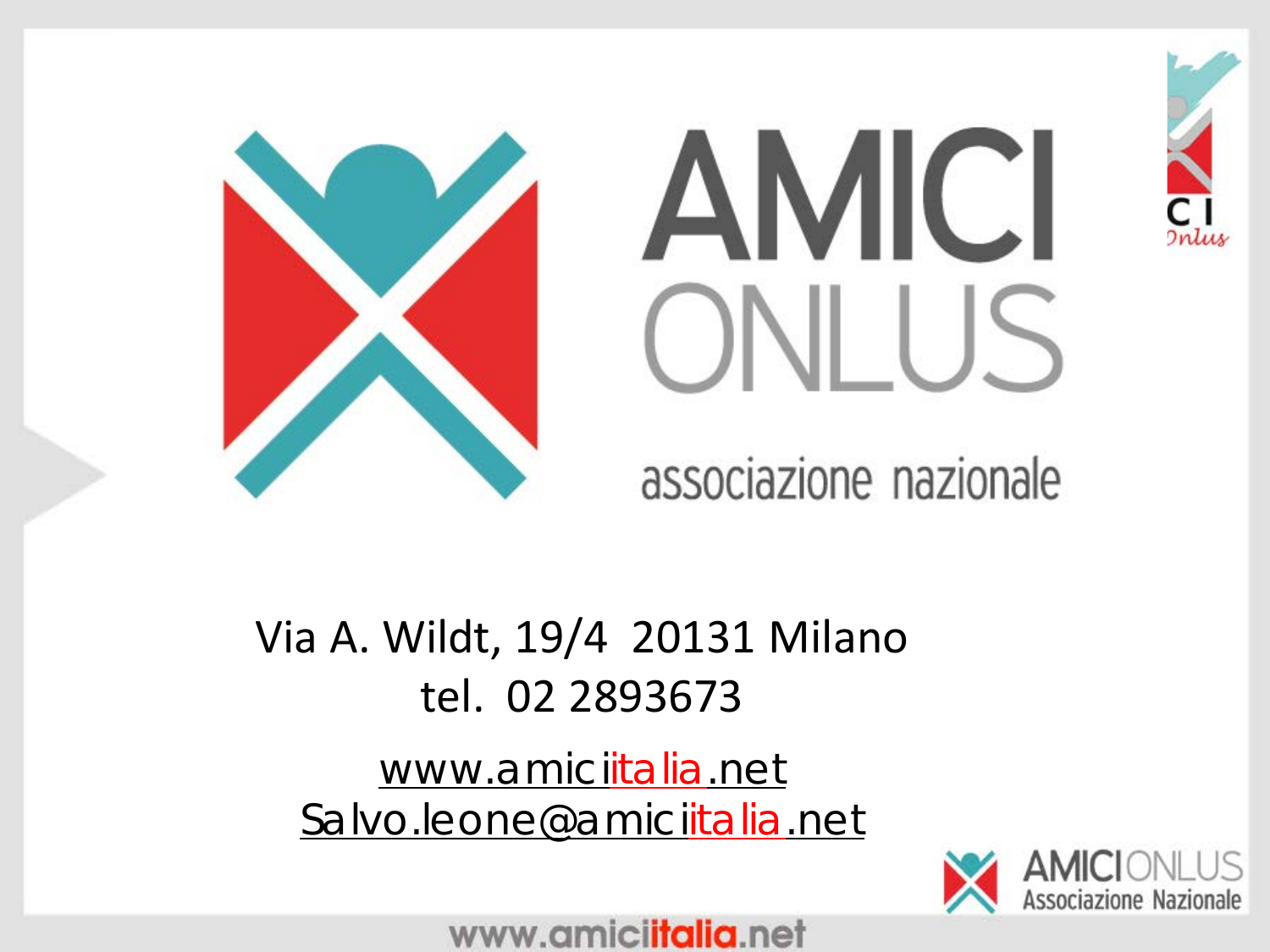# AMICI ONLUS

associazione nazionale

Via A. Wildt, 19/4 20131 Milano
tel. 02 2893673

www.amiciitalia.net
Salvo.leone@amiciitalia.net